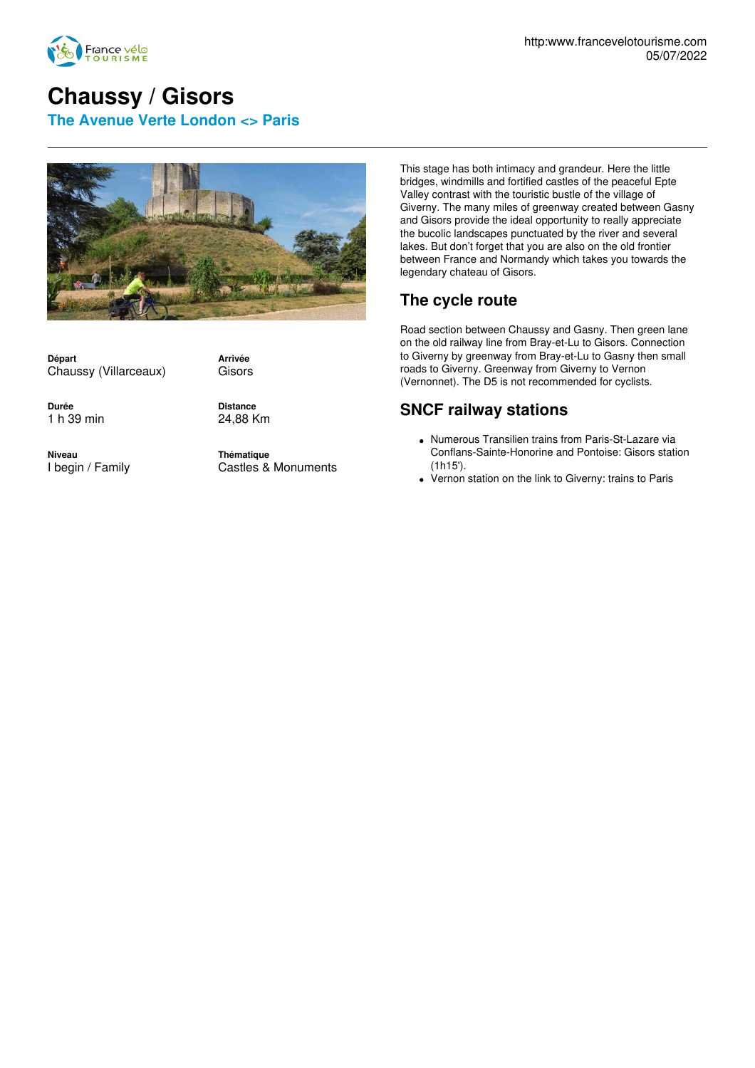# Chaussy / Gisors

## The Avenue Verte London <> Paris

**Départ**
Chaussy (Villarceaux)

**Arrivée**
Gisors

**Durée**
1 h 39 min

**Distance**
24,88 Km

**Niveau**
I begin / Family

**Thématique**
Castles & Monuments

This stage has both intimacy and grandeur. Here the little bridges, windmills and fortified castles of the peaceful Epte Valley contrast with the touristic bustle of the village of Giverny. The many miles of greenway created between Gasny and Gisors provide the ideal opportunity to really appreciate the bucolic landscapes punctuated by the river and several lakes. But don't forget that you are also on the old frontier between France and Normandy which takes you towards the legendary chateau of Gisors.

## The cycle route

Road section between Chaussy and Gasny. Then green lane on the old railway line from Bray-et-Lu to Gisors. Connection to Giverny by greenway from Bray-et-Lu to Gasny then small roads to Giverny. Greenway from Giverny to Vernon (Vernonnet). The D5 is not recommended for cyclists.

## SNCF railway stations

- Numerous Transilien trains from Paris-St-Lazare via Conflans-Sainte-Honorine and Pontoise: Gisors station (1h15').
- Vernon station on the link to Giverny: trains to Paris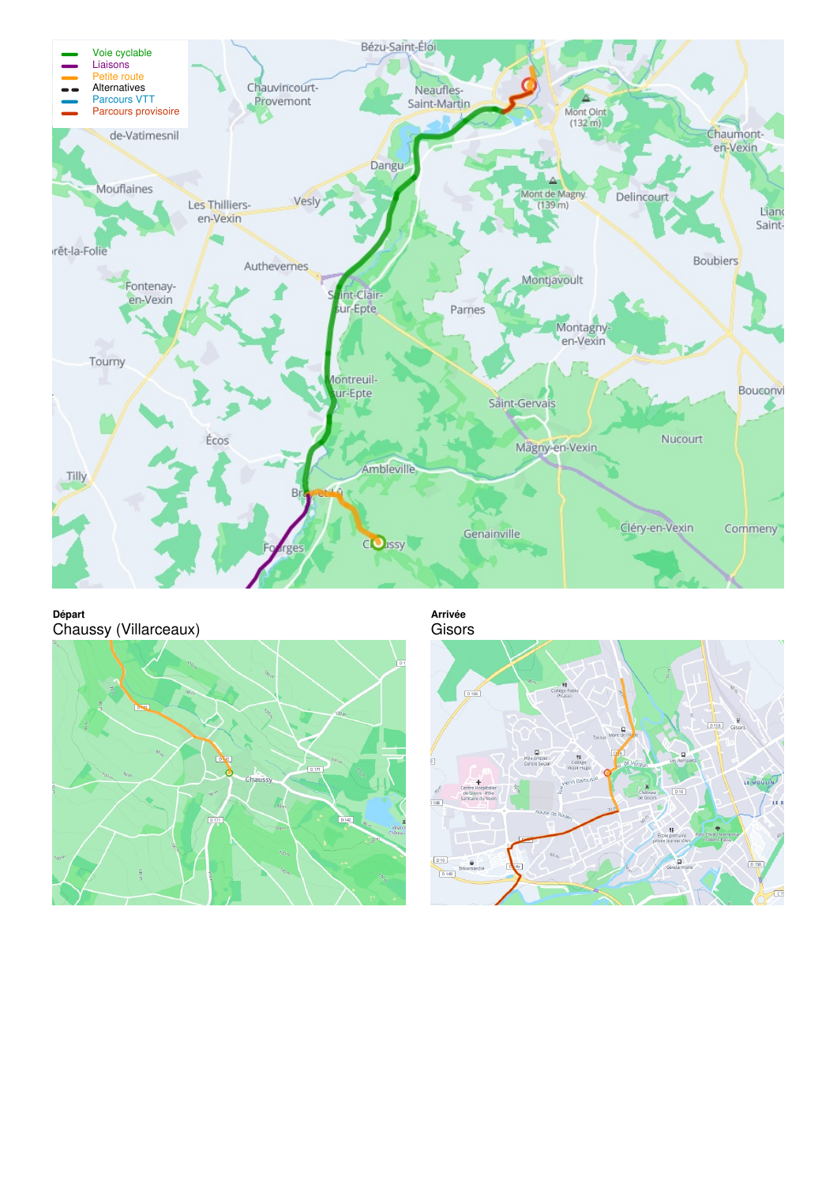Voie cyclable
Liaisons
Petite route
Alternatives
Parcours VTT
Parcours provisoire

**Départ**
Chaussy (Villarceaux)

**Arrivée**
Gisors